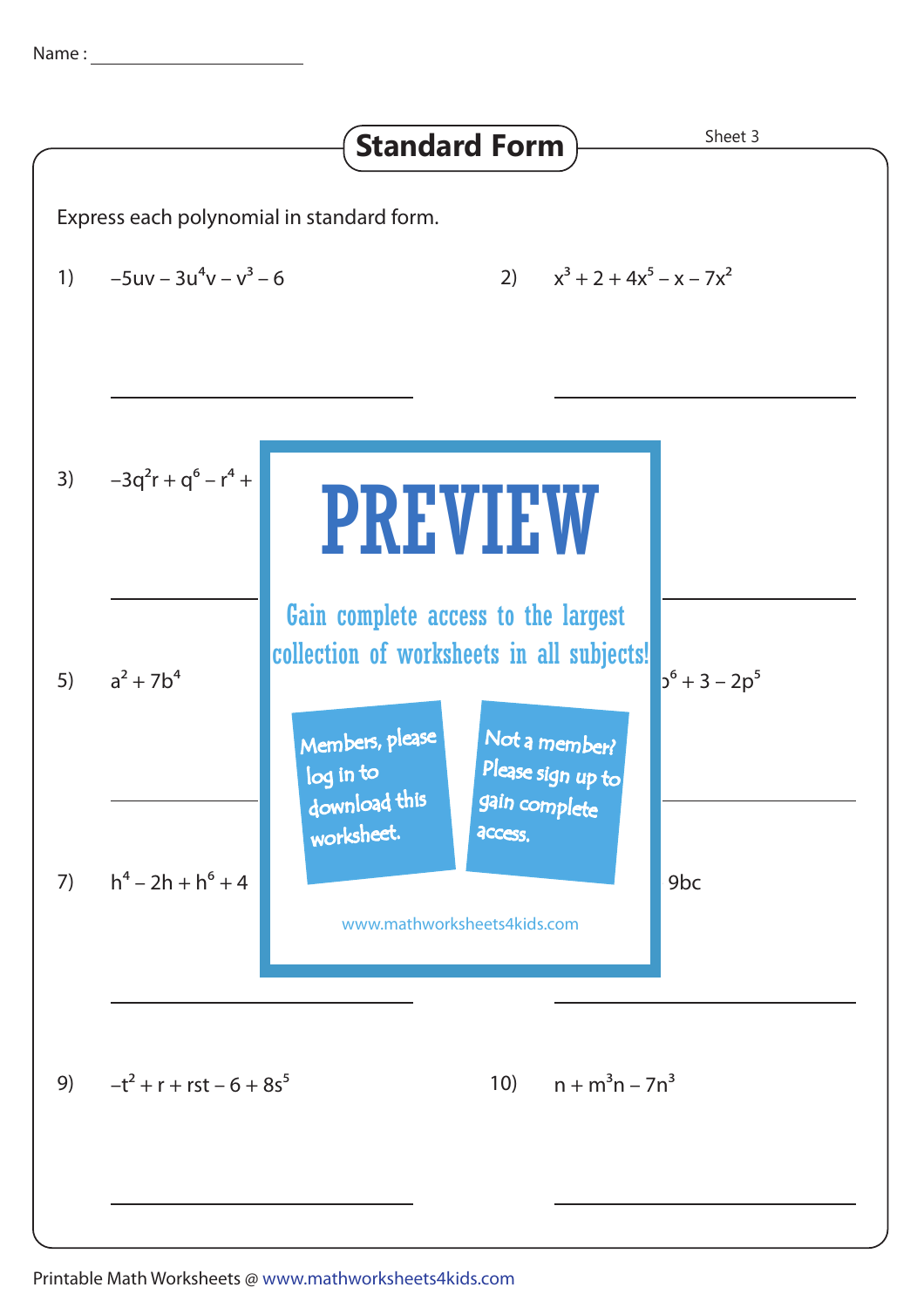Name : ____________________

## Standard Form

Sheet 3

Express each polynomial in standard form.

1) $-5uv - 3u^4v - v^3 - 6$

2) $x^3 + 2 + 4x^5 - x - 7x^2$

3) $-3q^2r + q^6 - r^4 +$

5) $a^2 + 7b^4$

$^6 + 3 - 2p^5$

# PREVIEW

Gain complete access to the largest collection of worksheets in all subjects!

Members, please log in to download this worksheet.

Not a member? Please sign up to gain complete access.

www.mathworksheets4kids.com

7) $h^4 - 2h + h^6 + 4$

9bc

9) $-t^2 + r + rst - 6 + 8s^5$

10) $n + m^3n - 7n^3$

Printable Math Worksheets @ www.mathworksheets4kids.com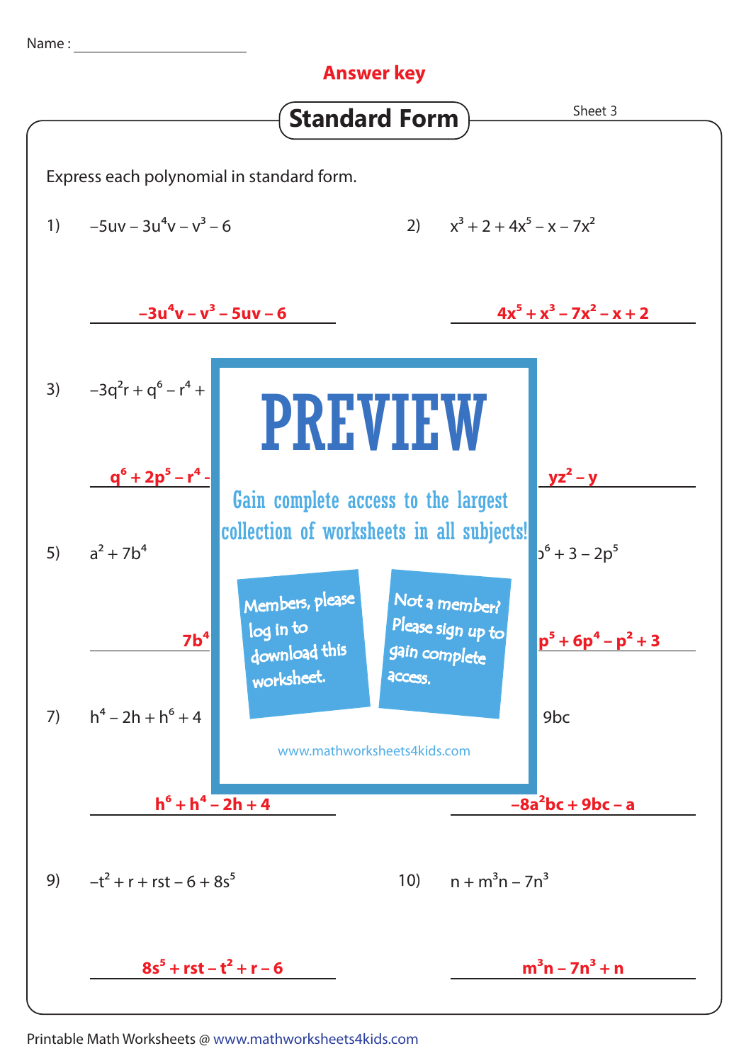Name :

**Answer key**

# Standard Form

Sheet 3

Express each polynomial in standard form.

1) $-5uv - 3u^4v - v^3 - 6$

$-3u^4v - v^3 - 5uv - 6$

2) $x^3 + 2 + 4x^5 - x - 7x^2$

$4x^5 + x^3 - 7x^2 - x + 2$

3) $-3q^2r + q^6 - r^4 +$

$q^6 + 2p^5 - r^4 -$

$yz^2 - y$

5) $a^2 + 7b^4$

$7b^4$

$p^6 + 3 - 2p^5$

$p^5 + 6p^4 - p^2 + 3$

PREVIEW

Gain complete access to the largest collection of worksheets in all subjects!

Members, please log in to download this worksheet.

Not a member? Please sign up to gain complete access.

www.mathworksheets4kids.com

7) $h^4 - 2h + h^6 + 4$

$h^6 + h^4 - 2h + 4$

$9bc$

$-8a^2bc + 9bc - a$

9) $-t^2 + r + rst - 6 + 8s^5$

$8s^5 + rst - t^2 + r - 6$

10) $n + m^3n - 7n^3$

$m^3n - 7n^3 + n$

Printable Math Worksheets @ www.mathworksheets4kids.com